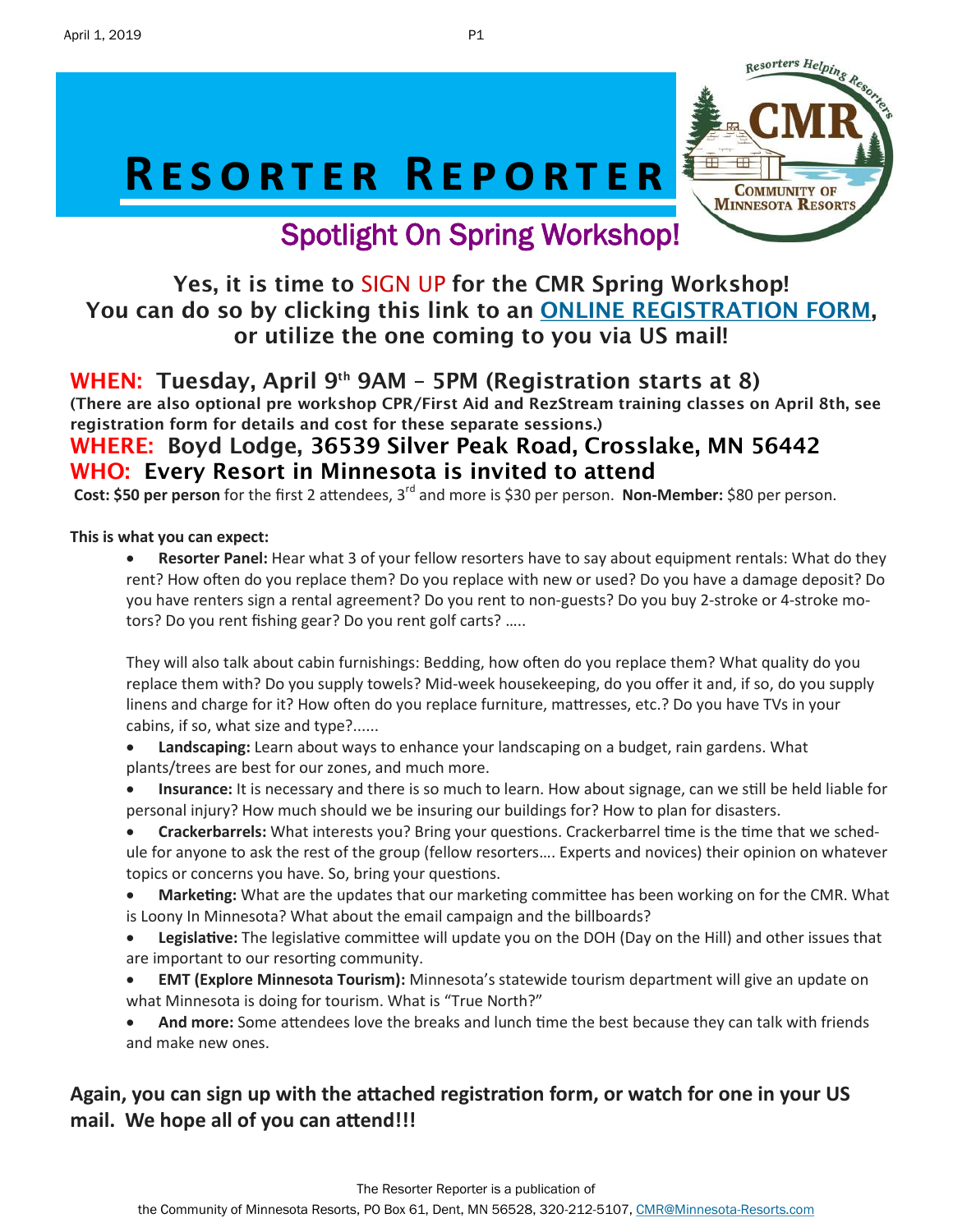# Resorter Reporter

## Spotlight On Spring Workshop!

**Yes, it is time to SIGN UP for the CMR Spring Workshop! You can do so by clicking this link to an ONLINE REGISTRATION FORM, or utilize the one coming to you via US mail!**

**WHEN: Tuesday, April 9th 9AM – 5PM (Registration starts at 8)**

**(There are also optional pre workshop CPR/First Aid and RezStream training classes on April 8th, see registration form for details and cost for these separate sessions.)**

**WHERE: Boyd Lodge, 36539 Silver Peak Road, Crosslake, MN 56442**

**WHO: Every Resort in Minnesota is invited to attend**

**Cost: $50 per person** for the first 2 attendees, 3rd and more is $30 per person. **Non-Member:** $80 per person.

**This is what you can expect:**

- **Resorter Panel:** Hear what 3 of your fellow resorters have to say about equipment rentals: What do they rent? How often do you replace them? Do you replace with new or used? Do you have a damage deposit? Do you have renters sign a rental agreement? Do you rent to non-guests? Do you buy 2-stroke or 4-stroke motors? Do you rent fishing gear? Do you rent golf carts? …..

  They will also talk about cabin furnishings: Bedding, how often do you replace them? What quality do you replace them with? Do you supply towels? Mid-week housekeeping, do you offer it and, if so, do you supply linens and charge for it? How often do you replace furniture, mattresses, etc.? Do you have TVs in your cabins, if so, what size and type?......
- **Landscaping:** Learn about ways to enhance your landscaping on a budget, rain gardens. What plants/trees are best for our zones, and much more.
- **Insurance:** It is necessary and there is so much to learn. How about signage, can we still be held liable for personal injury? How much should we be insuring our buildings for? How to plan for disasters.
- **Crackerbarrels:** What interests you? Bring your questions. Crackerbarrel time is the time that we schedule for anyone to ask the rest of the group (fellow resorters…. Experts and novices) their opinion on whatever topics or concerns you have. So, bring your questions.
- **Marketing:** What are the updates that our marketing committee has been working on for the CMR. What is Loony In Minnesota? What about the email campaign and the billboards?
- **Legislative:** The legislative committee will update you on the DOH (Day on the Hill) and other issues that are important to our resorting community.
- **EMT (Explore Minnesota Tourism):** Minnesota's statewide tourism department will give an update on what Minnesota is doing for tourism. What is "True North?"
- **And more:** Some attendees love the breaks and lunch time the best because they can talk with friends and make new ones.

**Again, you can sign up with the attached registration form, or watch for one in your US mail. We hope all of you can attend!!!**

The Resorter Reporter is a publication of the Community of Minnesota Resorts, PO Box 61, Dent, MN 56528, 320-212-5107, CMR@Minnesota-Resorts.com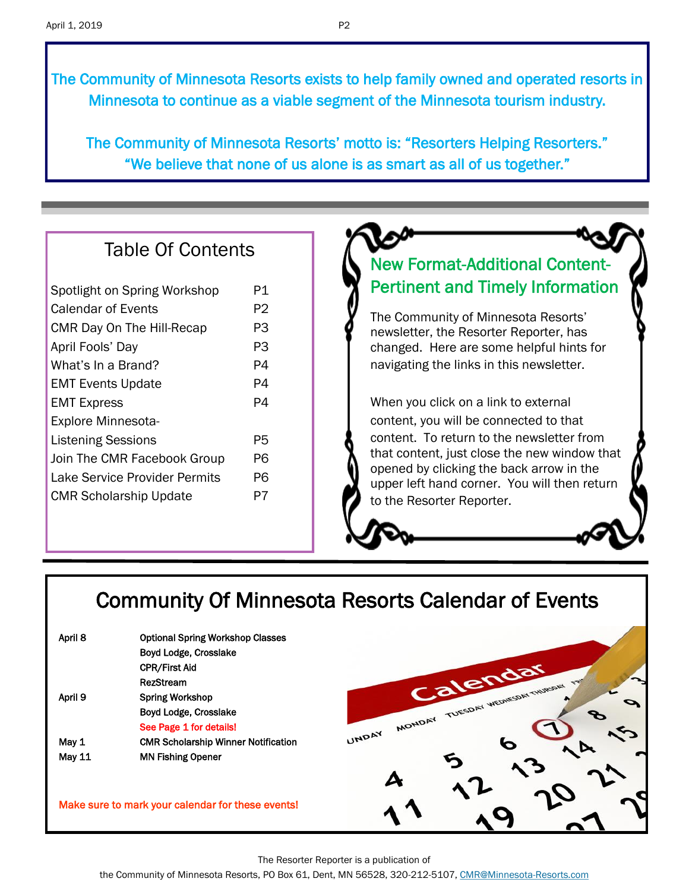The Community of Minnesota Resorts exists to help family owned and operated resorts in Minnesota to continue as a viable segment of the Minnesota tourism industry.

The Community of Minnesota Resorts' motto is: "Resorters Helping Resorters." "We believe that none of us alone is as smart as all of us together."

## Table Of Contents

| | |
|---|---|
| Spotlight on Spring Workshop | P1 |
| Calendar of Events | P2 |
| CMR Day On The Hill-Recap | P3 |
| April Fools' Day | P3 |
| What's In a Brand? | P4 |
| EMT Events Update | P4 |
| EMT Express | P4 |
| Explore Minnesota-Listening Sessions | P5 |
| Join The CMR Facebook Group | P6 |
| Lake Service Provider Permits | P6 |
| CMR Scholarship Update | P7 |

## New Format-Additional Content-Pertinent and Timely Information

The Community of Minnesota Resorts' newsletter, the Resorter Reporter, has changed. Here are some helpful hints for navigating the links in this newsletter.

When you click on a link to external content, you will be connected to that content. To return to the newsletter from that content, just close the new window that opened by clicking the back arrow in the upper left hand corner. You will then return to the Resorter Reporter.

## Community Of Minnesota Resorts Calendar of Events

| | |
|---|---|
| April 8 | Optional Spring Workshop Classes<br>Boyd Lodge, Crosslake<br>CPR/First Aid<br>RezStream |
| April 9 | Spring Workshop<br>Boyd Lodge, Crosslake<br>See Page 1 for details! |
| May 1 | CMR Scholarship Winner Notification |
| May 11 | MN Fishing Opener |

Make sure to mark your calendar for these events!

The Resorter Reporter is a publication of the Community of Minnesota Resorts, PO Box 61, Dent, MN 56528, 320-212-5107, CMR@Minnesota-Resorts.com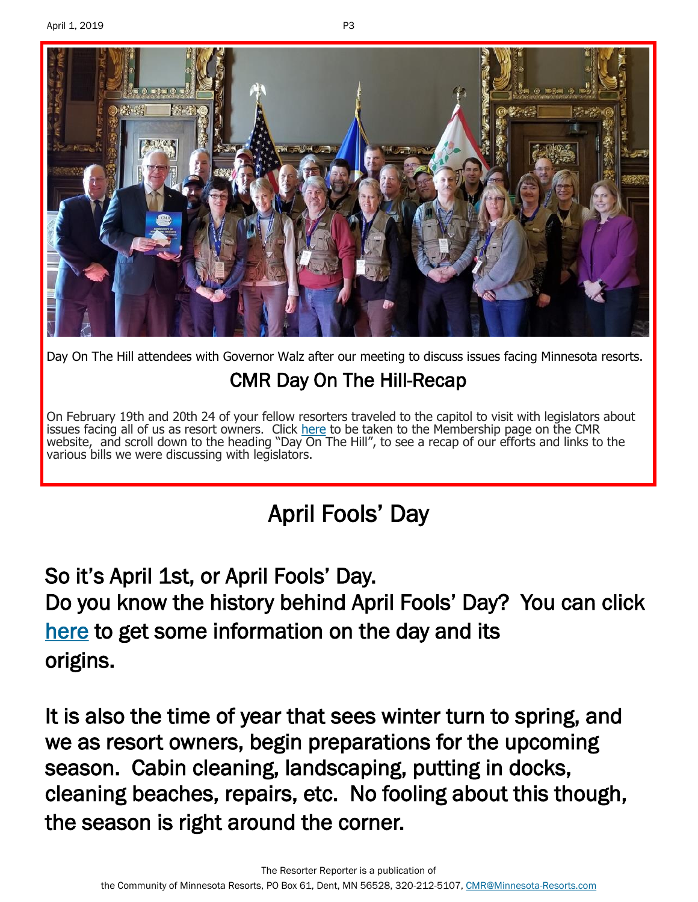Day On The Hill attendees with Governor Walz after our meeting to discuss issues facing Minnesota resorts.

## CMR Day On The Hill-Recap

On February 19th and 20th 24 of your fellow resorters traveled to the capitol to visit with legislators about issues facing all of us as resort owners. Click here to be taken to the Membership page on the CMR website, and scroll down to the heading "Day On The Hill", to see a recap of our efforts and links to the various bills we were discussing with legislators.

# April Fools' Day

So it's April 1st, or April Fools' Day.
Do you know the history behind April Fools' Day? You can click here to get some information on the day and its origins.

It is also the time of year that sees winter turn to spring, and we as resort owners, begin preparations for the upcoming season. Cabin cleaning, landscaping, putting in docks, cleaning beaches, repairs, etc. No fooling about this though, the season is right around the corner.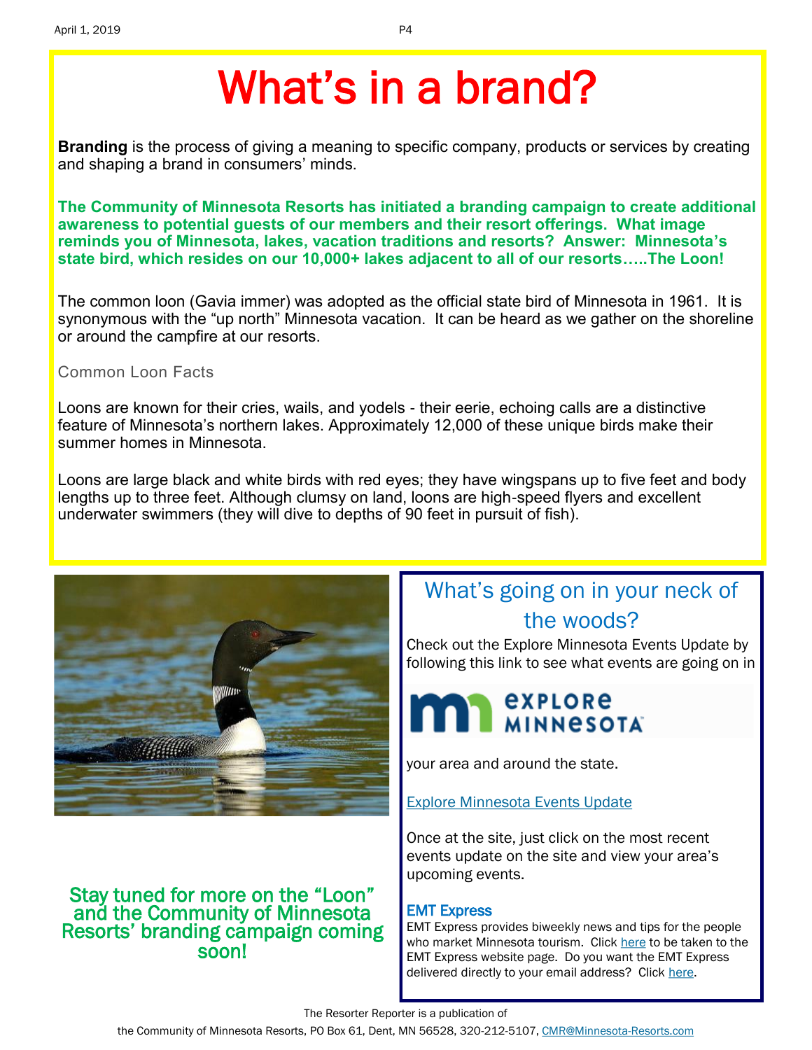# What's in a brand?

**Branding** is the process of giving a meaning to specific company, products or services by creating and shaping a brand in consumers' minds.

**The Community of Minnesota Resorts has initiated a branding campaign to create additional awareness to potential guests of our members and their resort offerings. What image reminds you of Minnesota, lakes, vacation traditions and resorts? Answer: Minnesota's state bird, which resides on our 10,000+ lakes adjacent to all of our resorts…..The Loon!**

The common loon (Gavia immer) was adopted as the official state bird of Minnesota in 1961. It is synonymous with the "up north" Minnesota vacation. It can be heard as we gather on the shoreline or around the campfire at our resorts.

Common Loon Facts

Loons are known for their cries, wails, and yodels - their eerie, echoing calls are a distinctive feature of Minnesota's northern lakes. Approximately 12,000 of these unique birds make their summer homes in Minnesota.

Loons are large black and white birds with red eyes; they have wingspans up to five feet and body lengths up to three feet. Although clumsy on land, loons are high-speed flyers and excellent underwater swimmers (they will dive to depths of 90 feet in pursuit of fish).

**Stay tuned for more on the "Loon" and the Community of Minnesota Resorts' branding campaign coming soon!**

## What's going on in your neck of the woods?

Check out the Explore Minnesota Events Update by following this link to see what events are going on in

EXPLORE MINNESOTA

your area and around the state.

Explore Minnesota Events Update

Once at the site, just click on the most recent events update on the site and view your area's upcoming events.

### EMT Express

EMT Express provides biweekly news and tips for the people who market Minnesota tourism. Click here to be taken to the EMT Express website page. Do you want the EMT Express delivered directly to your email address? Click here.

The Resorter Reporter is a publication of the Community of Minnesota Resorts, PO Box 61, Dent, MN 56528, 320-212-5107, CMR@Minnesota-Resorts.com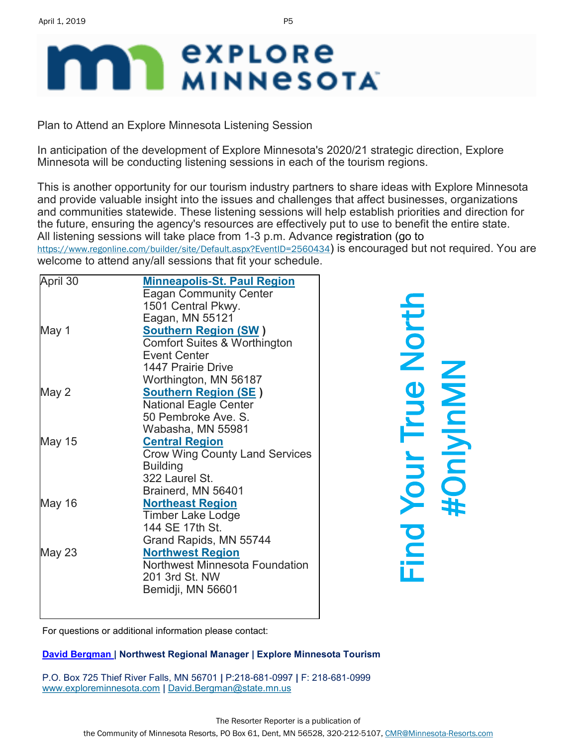# EXPLORE MINNESOTA

Plan to Attend an Explore Minnesota Listening Session

In anticipation of the development of Explore Minnesota's 2020/21 strategic direction, Explore Minnesota will be conducting listening sessions in each of the tourism regions.

This is another opportunity for our tourism industry partners to share ideas with Explore Minnesota and provide valuable insight into the issues and challenges that affect businesses, organizations and communities statewide. These listening sessions will help establish priorities and direction for the future, ensuring the agency's resources are effectively put to use to benefit the entire state. All listening sessions will take place from 1-3 p.m. Advance registration (go to https://www.regonline.com/builder/site/Default.aspx?EventID=2560434) is encouraged but not required. You are welcome to attend any/all sessions that fit your schedule.

| Date | Location |
|---|---|
| April 30 | **Minneapolis-St. Paul Region**<br>Eagan Community Center<br>1501 Central Pkwy.<br>Eagan, MN 55121 |
| May 1 | **Southern Region (SW )**<br>Comfort Suites & Worthington Event Center<br>1447 Prairie Drive<br>Worthington, MN 56187 |
| May 2 | **Southern Region (SE )**<br>National Eagle Center<br>50 Pembroke Ave. S.<br>Wabasha, MN 55981 |
| May 15 | **Central Region**<br>Crow Wing County Land Services Building<br>322 Laurel St.<br>Brainerd, MN 56401 |
| May 16 | **Northeast Region**<br>Timber Lake Lodge<br>144 SE 17th St.<br>Grand Rapids, MN 55744 |
| May 23 | **Northwest Region**<br>Northwest Minnesota Foundation<br>201 3rd St. NW<br>Bemidji, MN 56601 |

Find Your True North
#OnlyInMN

For questions or additional information please contact:

**David Bergman | Northwest Regional Manager | Explore Minnesota Tourism**

P.O. Box 725 Thief River Falls, MN 56701 | P:218-681-0997 | F: 218-681-0999
www.exploreminnesota.com | David.Bergman@state.mn.us

The Resorter Reporter is a publication of the Community of Minnesota Resorts, PO Box 61, Dent, MN 56528, 320-212-5107, CMR@Minnesota-Resorts.com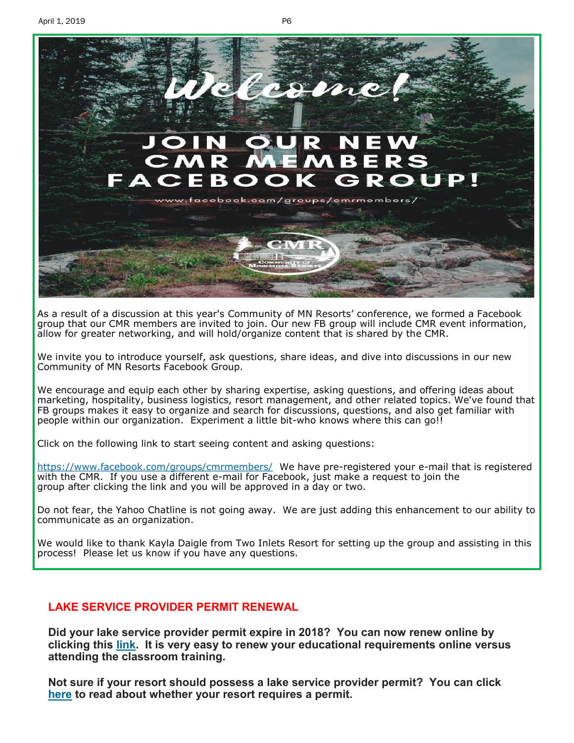Welcome!

# JOIN OUR NEW CMR MEMBERS FACEBOOK GROUP!

www.facebook.com/groups/cmrmembers/

As a result of a discussion at this year's Community of MN Resorts' conference, we formed a Facebook group that our CMR members are invited to join. Our new FB group will include CMR event information, allow for greater networking, and will hold/organize content that is shared by the CMR.

We invite you to introduce yourself, ask questions, share ideas, and dive into discussions in our new Community of MN Resorts Facebook Group.

We encourage and equip each other by sharing expertise, asking questions, and offering ideas about marketing, hospitality, business logistics, resort management, and other related topics. We've found that FB groups makes it easy to organize and search for discussions, questions, and also get familiar with people within our organization. Experiment a little bit-who knows where this can go!!

Click on the following link to start seeing content and asking questions:

https://www.facebook.com/groups/cmrmembers/ We have pre-registered your e-mail that is registered with the CMR. If you use a different e-mail for Facebook, just make a request to join the group after clicking the link and you will be approved in a day or two.

Do not fear, the Yahoo Chatline is not going away. We are just adding this enhancement to our ability to communicate as an organization.

We would like to thank Kayla Daigle from Two Inlets Resort for setting up the group and assisting in this process! Please let us know if you have any questions.

## LAKE SERVICE PROVIDER PERMIT RENEWAL

**Did your lake service provider permit expire in 2018? You can now renew online by clicking this link. It is very easy to renew your educational requirements online versus attending the classroom training.**

**Not sure if your resort should possess a lake service provider permit? You can click here to read about whether your resort requires a permit.**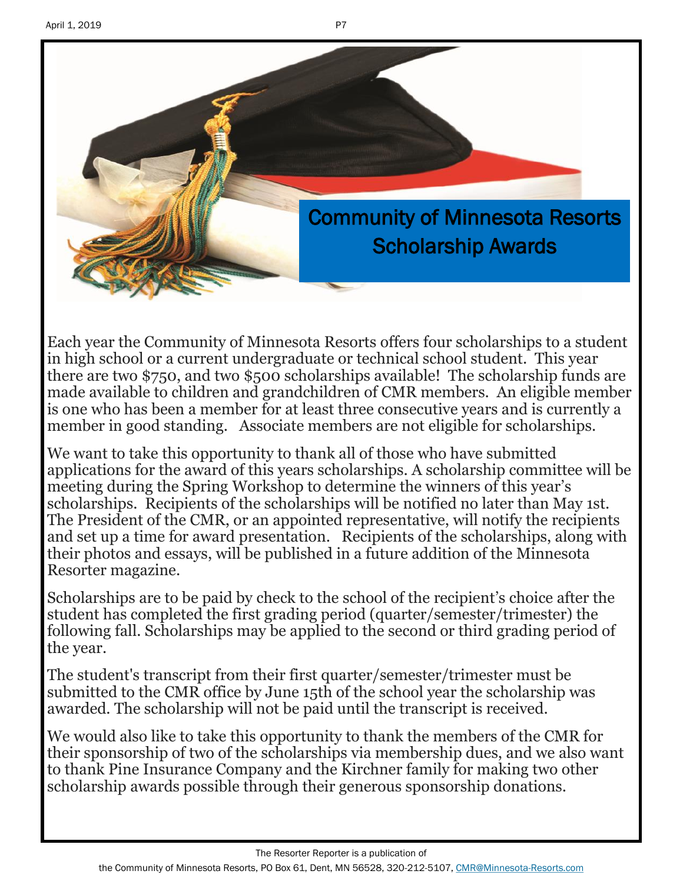# Community of Minnesota Resorts Scholarship Awards

Each year the Community of Minnesota Resorts offers four scholarships to a student in high school or a current undergraduate or technical school student. This year there are two $750, and two $500 scholarships available! The scholarship funds are made available to children and grandchildren of CMR members. An eligible member is one who has been a member for at least three consecutive years and is currently a member in good standing. Associate members are not eligible for scholarships.

We want to take this opportunity to thank all of those who have submitted applications for the award of this years scholarships. A scholarship committee will be meeting during the Spring Workshop to determine the winners of this year's scholarships. Recipients of the scholarships will be notified no later than May 1st. The President of the CMR, or an appointed representative, will notify the recipients and set up a time for award presentation. Recipients of the scholarships, along with their photos and essays, will be published in a future addition of the Minnesota Resorter magazine.

Scholarships are to be paid by check to the school of the recipient's choice after the student has completed the first grading period (quarter/semester/trimester) the following fall. Scholarships may be applied to the second or third grading period of the year.

The student's transcript from their first quarter/semester/trimester must be submitted to the CMR office by June 15th of the school year the scholarship was awarded. The scholarship will not be paid until the transcript is received.

We would also like to take this opportunity to thank the members of the CMR for their sponsorship of two of the scholarships via membership dues, and we also want to thank Pine Insurance Company and the Kirchner family for making two other scholarship awards possible through their generous sponsorship donations.

The Resorter Reporter is a publication of the Community of Minnesota Resorts, PO Box 61, Dent, MN 56528, 320-212-5107, CMR@Minnesota-Resorts.com